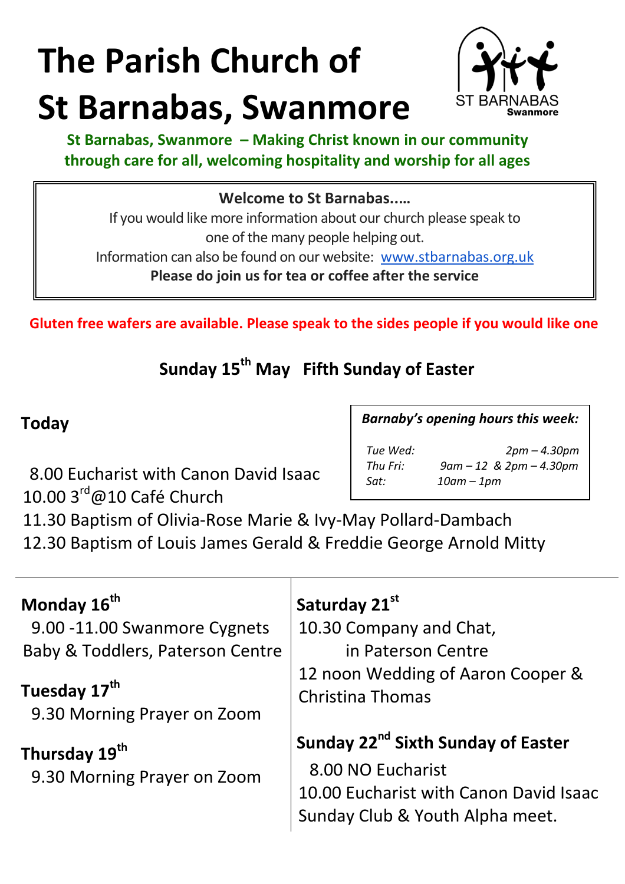# The Parish Church of St Barnabas, Swanmore

ST BARNABAS Swanmore

**St Barnabas, Swanmore – Making Christ known in our community through care for all, welcoming hospitality and worship for all ages**

**Welcome to St Barnabas.....**

If you would like more information about our church please speak to one of the many people helping out.

Information can also be found on our website: [www.stbarnabas.org.uk](http://www.stbarnabas.org.uk)

**Please do join us for tea or coffee after the service**

**Gluten free wafers are available. Please speak to the sides people if you would like one**

## Sunday 15th May Fifth Sunday of Easter

### Today

8.00 Eucharist with Canon David Isaac
10.00 3rd@10 Café Church
11.30 Baptism of Olivia-Rose Marie & Ivy-May Pollard-Dambach
12.30 Baptism of Louis James Gerald & Freddie George Arnold Mitty

***Barnaby's opening hours this week:***

*Tue Wed: 2pm – 4.30pm*
*Thu Fri: 9am – 12 & 2pm – 4.30pm*
*Sat: 10am – 1pm*

**Monday 16th**
9.00 -11.00 Swanmore Cygnets Baby & Toddlers, Paterson Centre

**Tuesday 17th**
9.30 Morning Prayer on Zoom

**Thursday 19th**
9.30 Morning Prayer on Zoom

**Saturday 21st**
10.30 Company and Chat, in Paterson Centre
12 noon Wedding of Aaron Cooper & Christina Thomas

**Sunday 22nd Sixth Sunday of Easter**
8.00 NO Eucharist
10.00 Eucharist with Canon David Isaac
Sunday Club & Youth Alpha meet.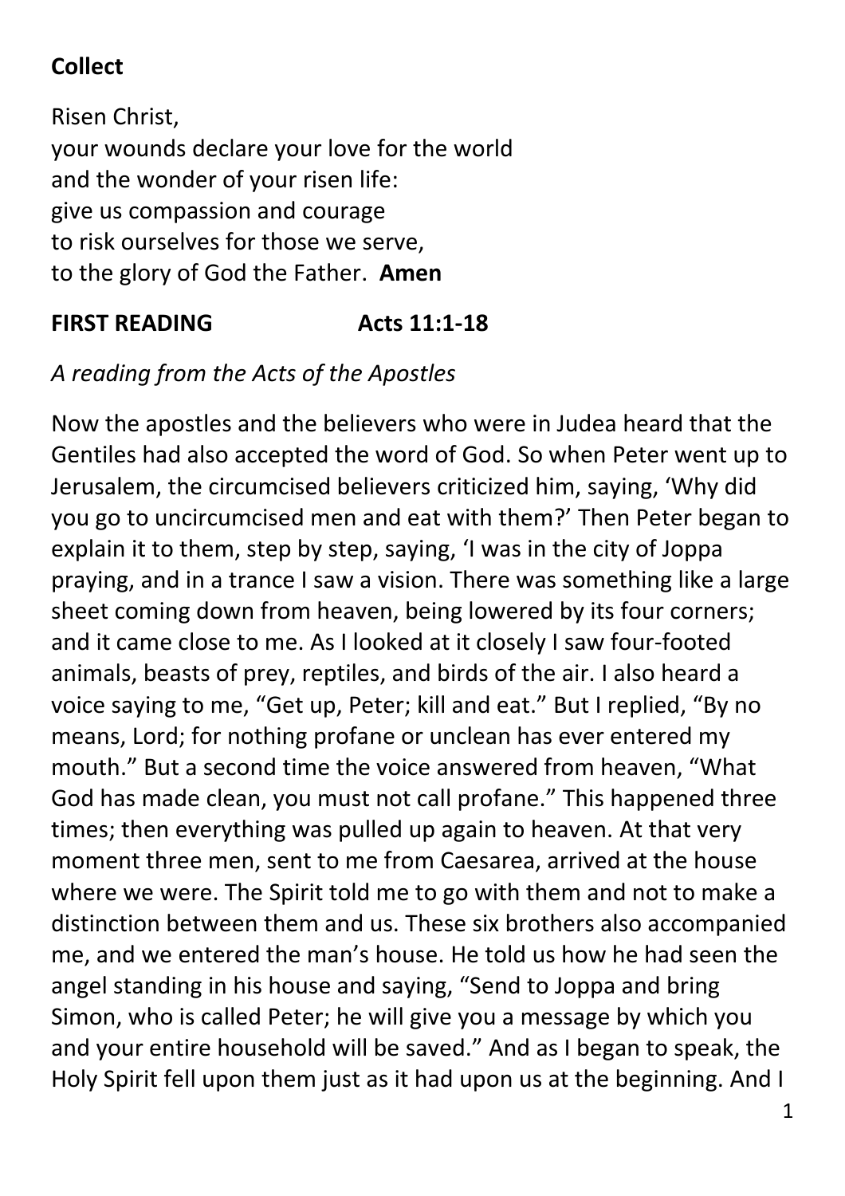**Collect**

Risen Christ,
your wounds declare your love for the world
and the wonder of your risen life:
give us compassion and courage
to risk ourselves for those we serve,
to the glory of God the Father. **Amen**

**FIRST READING Acts 11:1-18**

*A reading from the Acts of the Apostles*

Now the apostles and the believers who were in Judea heard that the Gentiles had also accepted the word of God. So when Peter went up to Jerusalem, the circumcised believers criticized him, saying, 'Why did you go to uncircumcised men and eat with them?' Then Peter began to explain it to them, step by step, saying, 'I was in the city of Joppa praying, and in a trance I saw a vision. There was something like a large sheet coming down from heaven, being lowered by its four corners; and it came close to me. As I looked at it closely I saw four-footed animals, beasts of prey, reptiles, and birds of the air. I also heard a voice saying to me, "Get up, Peter; kill and eat." But I replied, "By no means, Lord; for nothing profane or unclean has ever entered my mouth." But a second time the voice answered from heaven, "What God has made clean, you must not call profane." This happened three times; then everything was pulled up again to heaven. At that very moment three men, sent to me from Caesarea, arrived at the house where we were. The Spirit told me to go with them and not to make a distinction between them and us. These six brothers also accompanied me, and we entered the man's house. He told us how he had seen the angel standing in his house and saying, "Send to Joppa and bring Simon, who is called Peter; he will give you a message by which you and your entire household will be saved." And as I began to speak, the Holy Spirit fell upon them just as it had upon us at the beginning. And I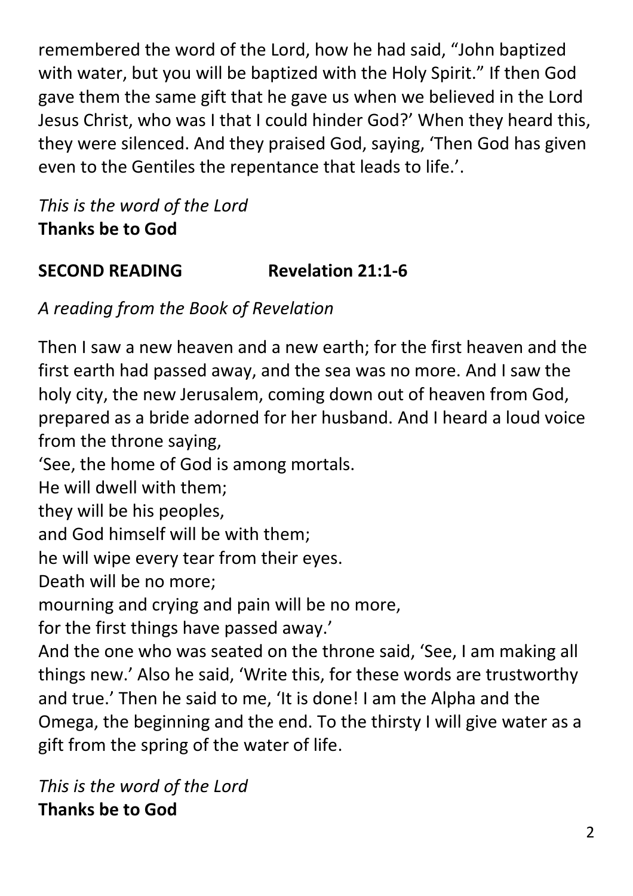remembered the word of the Lord, how he had said, “John baptized with water, but you will be baptized with the Holy Spirit.” If then God gave them the same gift that he gave us when we believed in the Lord Jesus Christ, who was I that I could hinder God?’ When they heard this, they were silenced. And they praised God, saying, ‘Then God has given even to the Gentiles the repentance that leads to life.’.

*This is the word of the Lord*
**Thanks be to God**

**SECOND READING Revelation 21:1-6**

*A reading from the Book of Revelation*

Then I saw a new heaven and a new earth; for the first heaven and the first earth had passed away, and the sea was no more. And I saw the holy city, the new Jerusalem, coming down out of heaven from God, prepared as a bride adorned for her husband. And I heard a loud voice from the throne saying,
‘See, the home of God is among mortals.
He will dwell with them;
they will be his peoples,
and God himself will be with them;
he will wipe every tear from their eyes.
Death will be no more;
mourning and crying and pain will be no more,
for the first things have passed away.’
And the one who was seated on the throne said, ‘See, I am making all things new.’ Also he said, ‘Write this, for these words are trustworthy and true.’ Then he said to me, ‘It is done! I am the Alpha and the Omega, the beginning and the end. To the thirsty I will give water as a gift from the spring of the water of life.

*This is the word of the Lord*
**Thanks be to God**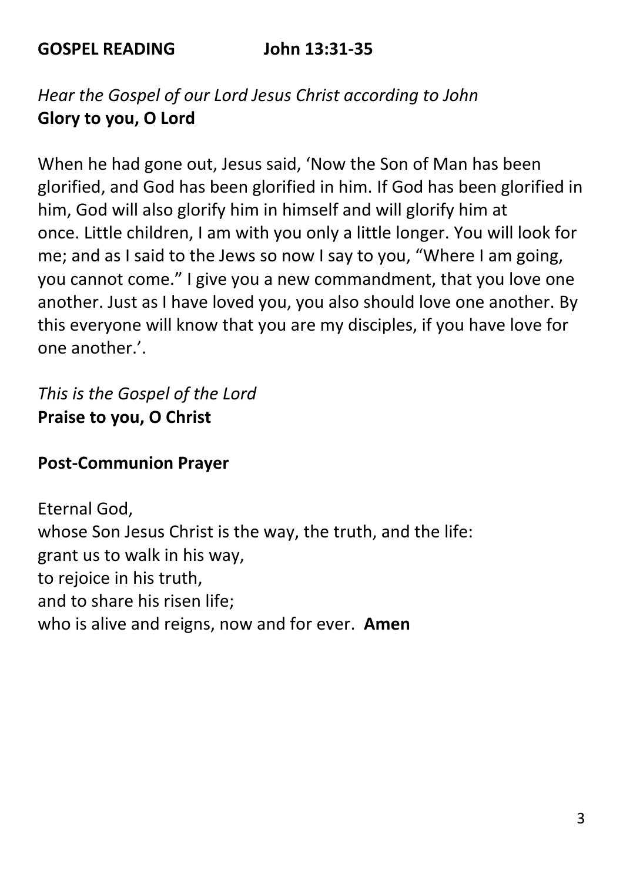**GOSPEL READING John 13:31-35**

*Hear the Gospel of our Lord Jesus Christ according to John*
**Glory to you, O Lord**

When he had gone out, Jesus said, 'Now the Son of Man has been glorified, and God has been glorified in him. If God has been glorified in him, God will also glorify him in himself and will glorify him at once. Little children, I am with you only a little longer. You will look for me; and as I said to the Jews so now I say to you, "Where I am going, you cannot come." I give you a new commandment, that you love one another. Just as I have loved you, you also should love one another. By this everyone will know that you are my disciples, if you have love for one another.'.

*This is the Gospel of the Lord*
**Praise to you, O Christ**

**Post-Communion Prayer**

Eternal God,
whose Son Jesus Christ is the way, the truth, and the life:
grant us to walk in his way,
to rejoice in his truth,
and to share his risen life;
who is alive and reigns, now and for ever. **Amen**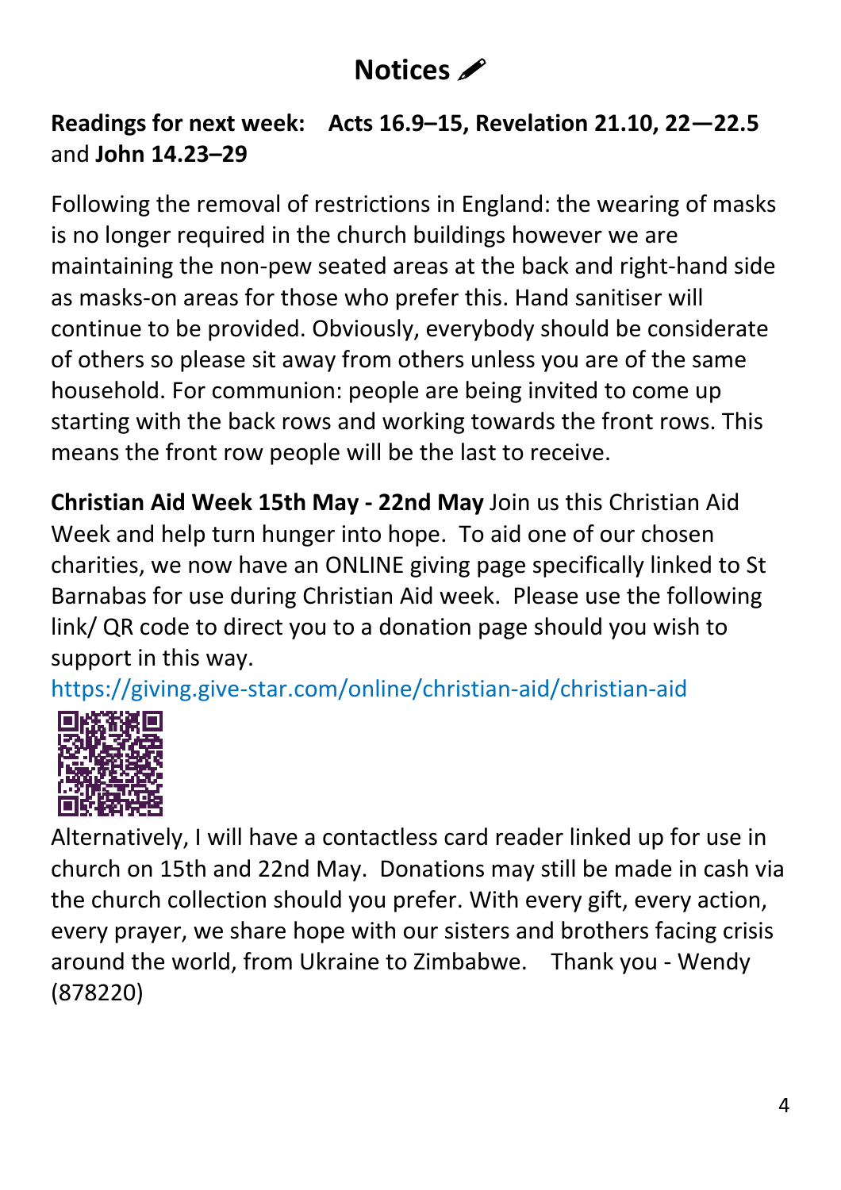# Notices ✏

**Readings for next week: Acts 16.9–15, Revelation 21.10, 22—22.5** and **John 14.23–29**

Following the removal of restrictions in England: the wearing of masks is no longer required in the church buildings however we are maintaining the non-pew seated areas at the back and right-hand side as masks-on areas for those who prefer this. Hand sanitiser will continue to be provided. Obviously, everybody should be considerate of others so please sit away from others unless you are of the same household. For communion: people are being invited to come up starting with the back rows and working towards the front rows. This means the front row people will be the last to receive.

**Christian Aid Week 15th May - 22nd May** Join us this Christian Aid Week and help turn hunger into hope. To aid one of our chosen charities, we now have an ONLINE giving page specifically linked to St Barnabas for use during Christian Aid week. Please use the following link/ QR code to direct you to a donation page should you wish to support in this way.

https://giving.give-star.com/online/christian-aid/christian-aid

Alternatively, I will have a contactless card reader linked up for use in church on 15th and 22nd May. Donations may still be made in cash via the church collection should you prefer. With every gift, every action, every prayer, we share hope with our sisters and brothers facing crisis around the world, from Ukraine to Zimbabwe. Thank you - Wendy (878220)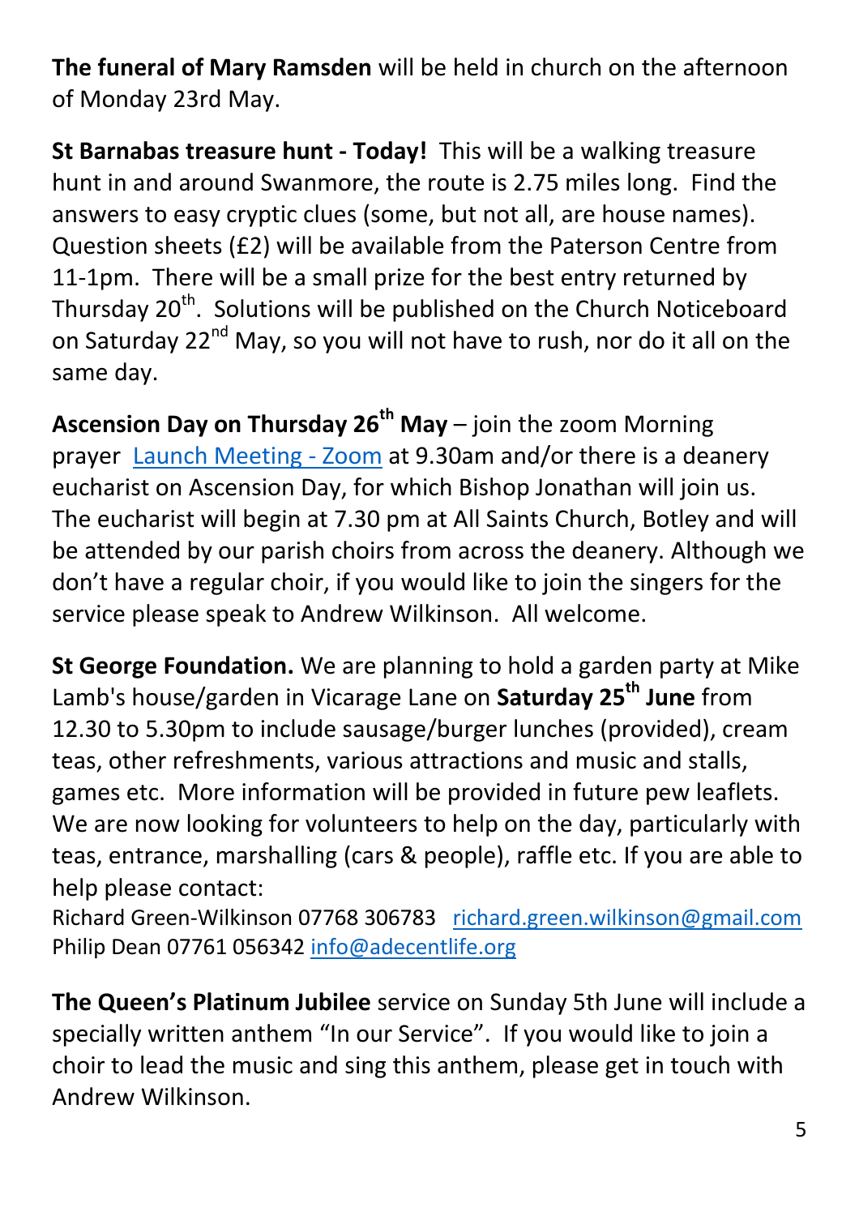**The funeral of Mary Ramsden** will be held in church on the afternoon of Monday 23rd May.

**St Barnabas treasure hunt - Today!** This will be a walking treasure hunt in and around Swanmore, the route is 2.75 miles long. Find the answers to easy cryptic clues (some, but not all, are house names). Question sheets (£2) will be available from the Paterson Centre from 11-1pm. There will be a small prize for the best entry returned by Thursday 20th. Solutions will be published on the Church Noticeboard on Saturday 22nd May, so you will not have to rush, nor do it all on the same day.

**Ascension Day on Thursday 26th May** – join the zoom Morning prayer [Launch Meeting - Zoom] at 9.30am and/or there is a deanery eucharist on Ascension Day, for which Bishop Jonathan will join us. The eucharist will begin at 7.30 pm at All Saints Church, Botley and will be attended by our parish choirs from across the deanery. Although we don't have a regular choir, if you would like to join the singers for the service please speak to Andrew Wilkinson. All welcome.

**St George Foundation.** We are planning to hold a garden party at Mike Lamb's house/garden in Vicarage Lane on **Saturday 25th June** from 12.30 to 5.30pm to include sausage/burger lunches (provided), cream teas, other refreshments, various attractions and music and stalls, games etc. More information will be provided in future pew leaflets. We are now looking for volunteers to help on the day, particularly with teas, entrance, marshalling (cars & people), raffle etc. If you are able to help please contact:

Richard Green-Wilkinson 07768 306783 richard.green.wilkinson@gmail.com
Philip Dean 07761 056342 info@adecentlife.org

**The Queen's Platinum Jubilee** service on Sunday 5th June will include a specially written anthem "In our Service". If you would like to join a choir to lead the music and sing this anthem, please get in touch with Andrew Wilkinson.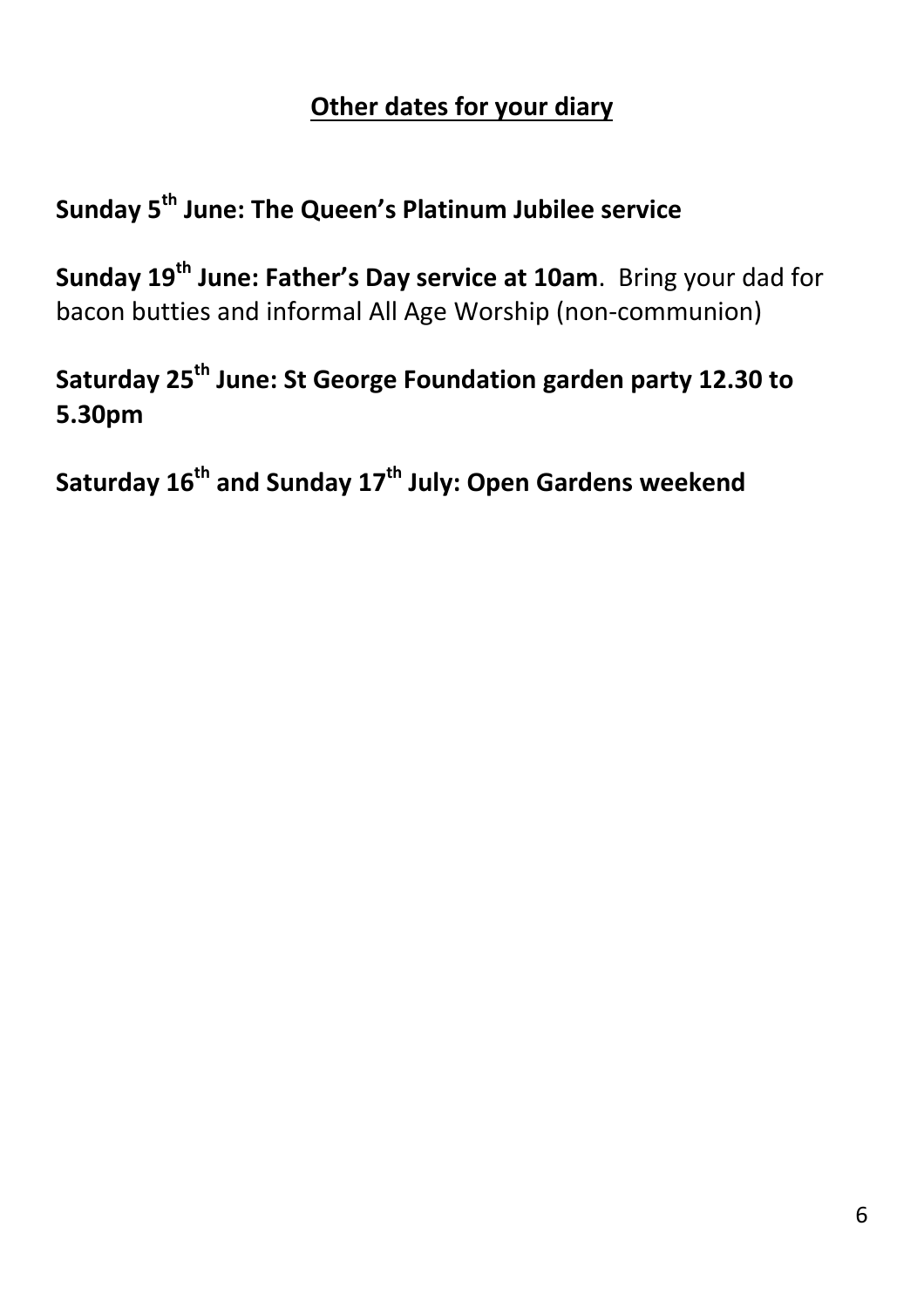## <u>Other dates for your diary</u>

**Sunday 5th June: The Queen's Platinum Jubilee service**

**Sunday 19th June: Father's Day service at 10am**. Bring your dad for bacon butties and informal All Age Worship (non-communion)

**Saturday 25th June: St George Foundation garden party 12.30 to 5.30pm**

**Saturday 16th and Sunday 17th July: Open Gardens weekend**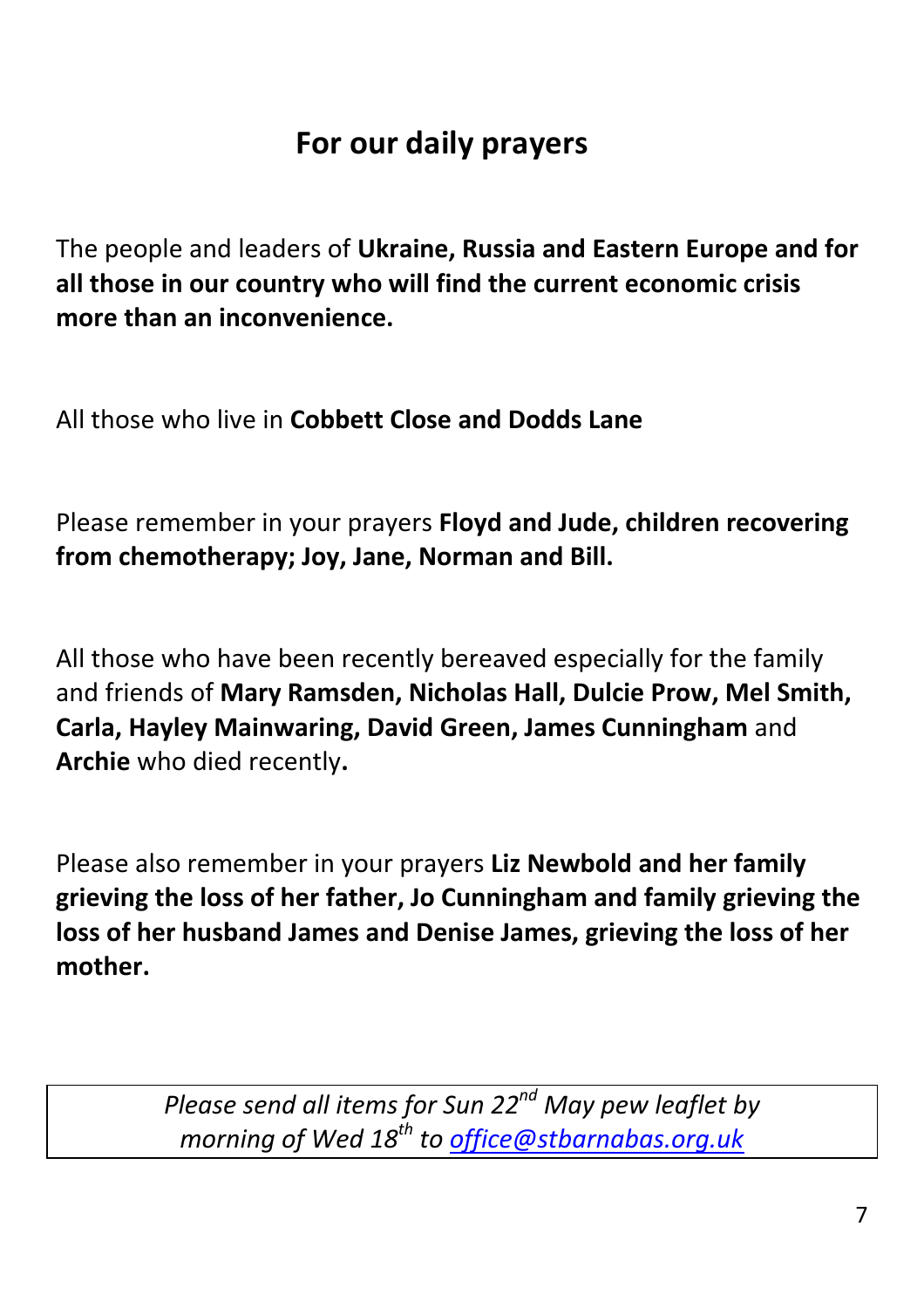## For our daily prayers

The people and leaders of **Ukraine, Russia and Eastern Europe and for all those in our country who will find the current economic crisis more than an inconvenience.**

All those who live in **Cobbett Close and Dodds Lane**

Please remember in your prayers **Floyd and Jude, children recovering from chemotherapy; Joy, Jane, Norman and Bill.**

All those who have been recently bereaved especially for the family and friends of **Mary Ramsden, Nicholas Hall, Dulcie Prow, Mel Smith, Carla, Hayley Mainwaring, David Green, James Cunningham** and **Archie** who died recently**.**

Please also remember in your prayers **Liz Newbold and her family grieving the loss of her father, Jo Cunningham and family grieving the loss of her husband James and Denise James, grieving the loss of her mother.**

*Please send all items for Sun 22nd May pew leaflet by morning of Wed 18th to office@stbarnabas.org.uk*